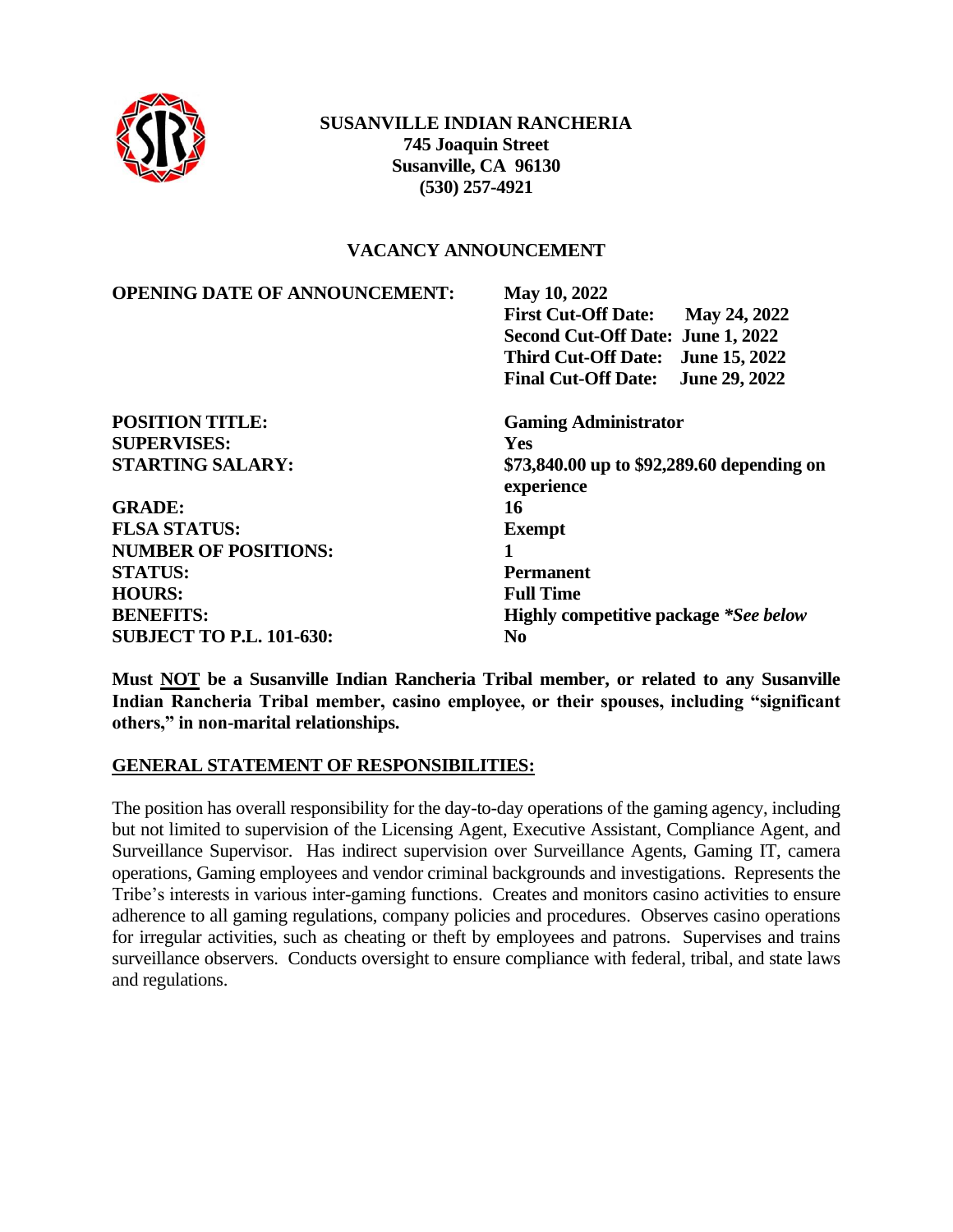**SUSANVILLE INDIAN RANCHERIA**
**745 Joaquin Street**
**Susanville, CA 96130**
**(530) 257-4921**

## VACANCY ANNOUNCEMENT

| | |
|---|---|
| **OPENING DATE OF ANNOUNCEMENT:** | **May 10, 2022** |
| | **First Cut-Off Date: May 24, 2022** |
| | **Second Cut-Off Date: June 1, 2022** |
| | **Third Cut-Off Date: June 15, 2022** |
| | **Final Cut-Off Date: June 29, 2022** |
| **POSITION TITLE:** | **Gaming Administrator** |
| **SUPERVISES:** | **Yes** |
| **STARTING SALARY:** | **$73,840.00 up to $92,289.60 depending on experience** |
| **GRADE:** | **16** |
| **FLSA STATUS:** | **Exempt** |
| **NUMBER OF POSITIONS:** | **1** |
| **STATUS:** | **Permanent** |
| **HOURS:** | **Full Time** |
| **BENEFITS:** | **Highly competitive package *\*See below*** |
| **SUBJECT TO P.L. 101-630:** | **No** |

**Must NOT be a Susanville Indian Rancheria Tribal member, or related to any Susanville Indian Rancheria Tribal member, casino employee, or their spouses, including "significant others," in non-marital relationships.**

### GENERAL STATEMENT OF RESPONSIBILITIES:

The position has overall responsibility for the day-to-day operations of the gaming agency, including but not limited to supervision of the Licensing Agent, Executive Assistant, Compliance Agent, and Surveillance Supervisor. Has indirect supervision over Surveillance Agents, Gaming IT, camera operations, Gaming employees and vendor criminal backgrounds and investigations. Represents the Tribe's interests in various inter-gaming functions. Creates and monitors casino activities to ensure adherence to all gaming regulations, company policies and procedures. Observes casino operations for irregular activities, such as cheating or theft by employees and patrons. Supervises and trains surveillance observers. Conducts oversight to ensure compliance with federal, tribal, and state laws and regulations.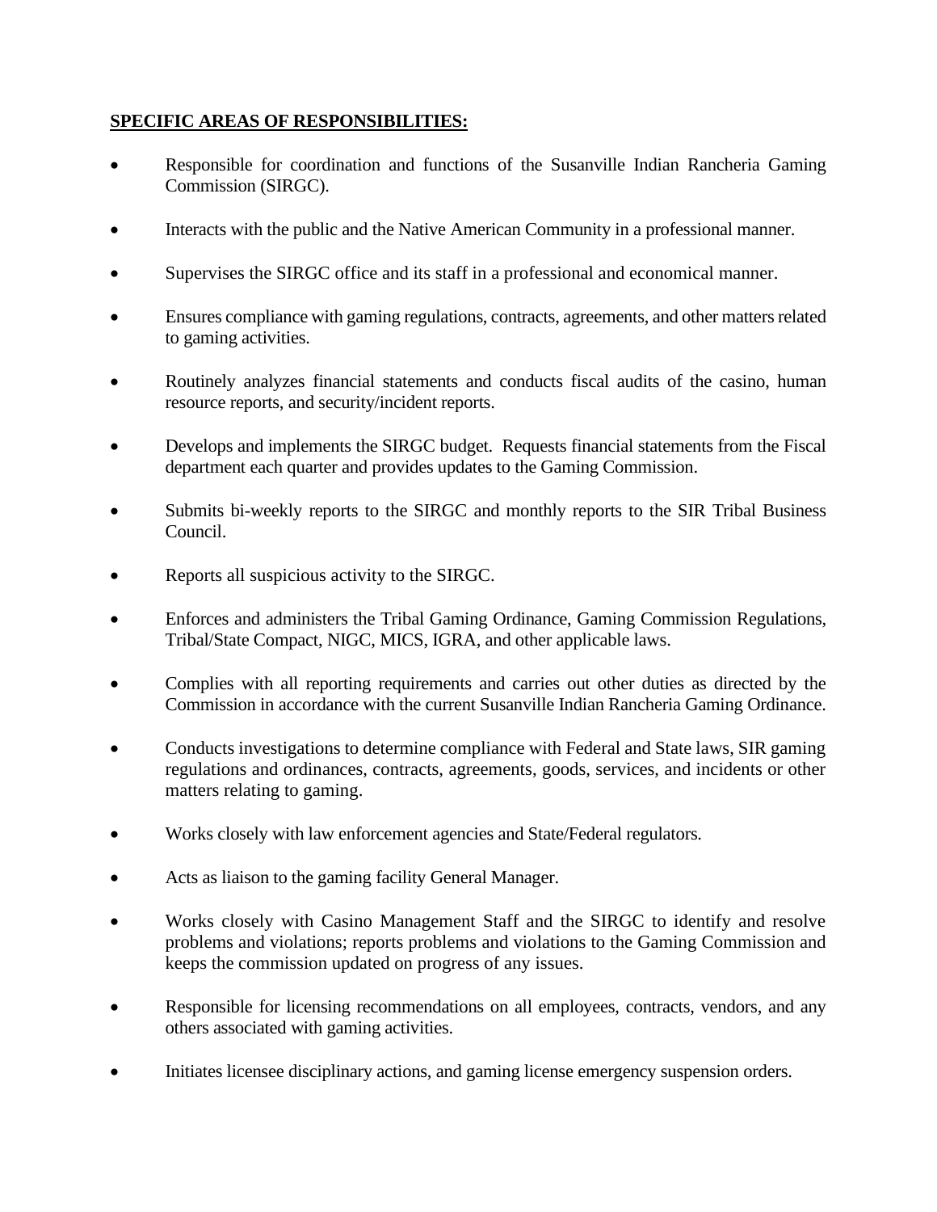**SPECIFIC AREAS OF RESPONSIBILITIES:**

- Responsible for coordination and functions of the Susanville Indian Rancheria Gaming Commission (SIRGC).
- Interacts with the public and the Native American Community in a professional manner.
- Supervises the SIRGC office and its staff in a professional and economical manner.
- Ensures compliance with gaming regulations, contracts, agreements, and other matters related to gaming activities.
- Routinely analyzes financial statements and conducts fiscal audits of the casino, human resource reports, and security/incident reports.
- Develops and implements the SIRGC budget. Requests financial statements from the Fiscal department each quarter and provides updates to the Gaming Commission.
- Submits bi-weekly reports to the SIRGC and monthly reports to the SIR Tribal Business Council.
- Reports all suspicious activity to the SIRGC.
- Enforces and administers the Tribal Gaming Ordinance, Gaming Commission Regulations, Tribal/State Compact, NIGC, MICS, IGRA, and other applicable laws.
- Complies with all reporting requirements and carries out other duties as directed by the Commission in accordance with the current Susanville Indian Rancheria Gaming Ordinance.
- Conducts investigations to determine compliance with Federal and State laws, SIR gaming regulations and ordinances, contracts, agreements, goods, services, and incidents or other matters relating to gaming.
- Works closely with law enforcement agencies and State/Federal regulators.
- Acts as liaison to the gaming facility General Manager.
- Works closely with Casino Management Staff and the SIRGC to identify and resolve problems and violations; reports problems and violations to the Gaming Commission and keeps the commission updated on progress of any issues.
- Responsible for licensing recommendations on all employees, contracts, vendors, and any others associated with gaming activities.
- Initiates licensee disciplinary actions, and gaming license emergency suspension orders.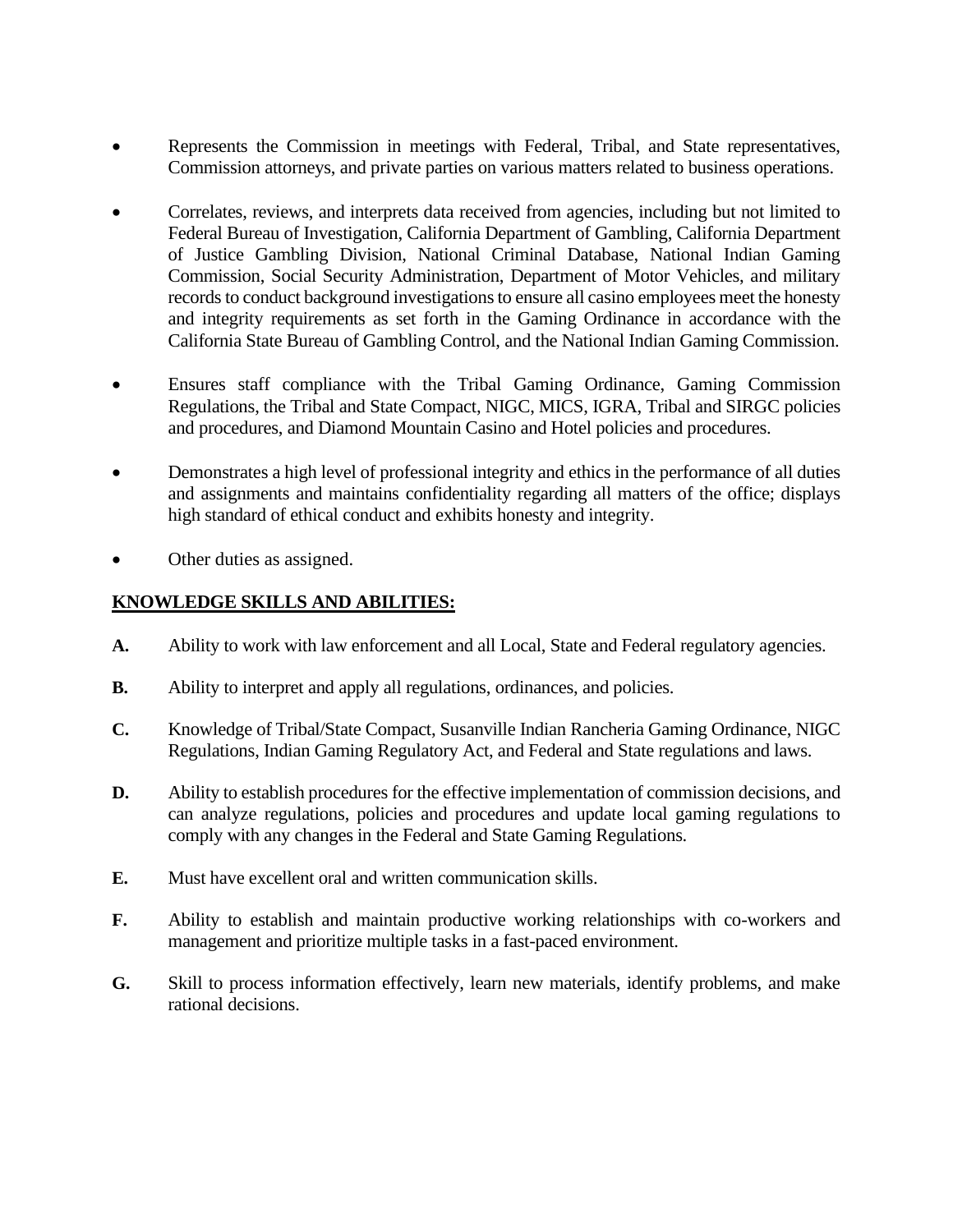- Represents the Commission in meetings with Federal, Tribal, and State representatives, Commission attorneys, and private parties on various matters related to business operations.

- Correlates, reviews, and interprets data received from agencies, including but not limited to Federal Bureau of Investigation, California Department of Gambling, California Department of Justice Gambling Division, National Criminal Database, National Indian Gaming Commission, Social Security Administration, Department of Motor Vehicles, and military records to conduct background investigations to ensure all casino employees meet the honesty and integrity requirements as set forth in the Gaming Ordinance in accordance with the California State Bureau of Gambling Control, and the National Indian Gaming Commission.

- Ensures staff compliance with the Tribal Gaming Ordinance, Gaming Commission Regulations, the Tribal and State Compact, NIGC, MICS, IGRA, Tribal and SIRGC policies and procedures, and Diamond Mountain Casino and Hotel policies and procedures.

- Demonstrates a high level of professional integrity and ethics in the performance of all duties and assignments and maintains confidentiality regarding all matters of the office; displays high standard of ethical conduct and exhibits honesty and integrity.

- Other duties as assigned.

**KNOWLEDGE SKILLS AND ABILITIES:**

**A.** Ability to work with law enforcement and all Local, State and Federal regulatory agencies.

**B.** Ability to interpret and apply all regulations, ordinances, and policies.

**C.** Knowledge of Tribal/State Compact, Susanville Indian Rancheria Gaming Ordinance, NIGC Regulations, Indian Gaming Regulatory Act, and Federal and State regulations and laws.

**D.** Ability to establish procedures for the effective implementation of commission decisions, and can analyze regulations, policies and procedures and update local gaming regulations to comply with any changes in the Federal and State Gaming Regulations.

**E.** Must have excellent oral and written communication skills.

**F.** Ability to establish and maintain productive working relationships with co-workers and management and prioritize multiple tasks in a fast-paced environment.

**G.** Skill to process information effectively, learn new materials, identify problems, and make rational decisions.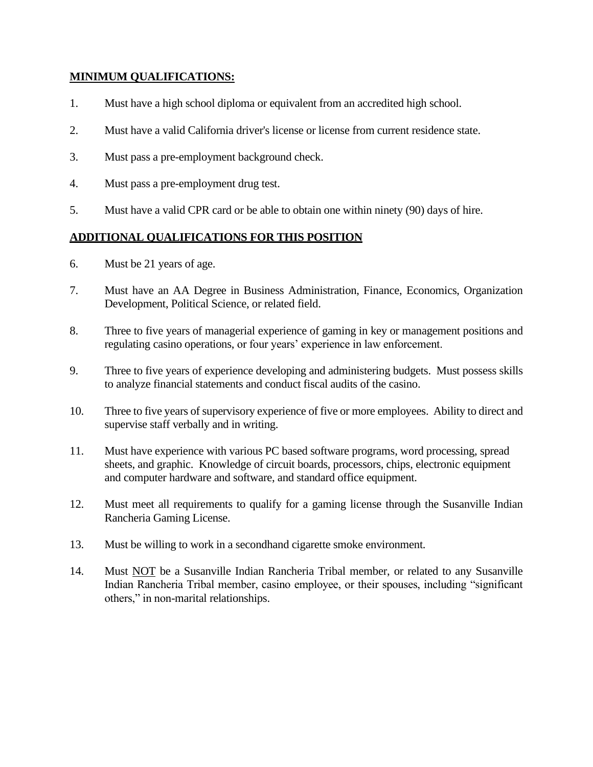**MINIMUM QUALIFICATIONS:**

1. Must have a high school diploma or equivalent from an accredited high school.
2. Must have a valid California driver's license or license from current residence state.
3. Must pass a pre-employment background check.
4. Must pass a pre-employment drug test.
5. Must have a valid CPR card or be able to obtain one within ninety (90) days of hire.

**ADDITIONAL QUALIFICATIONS FOR THIS POSITION**

6. Must be 21 years of age.
7. Must have an AA Degree in Business Administration, Finance, Economics, Organization Development, Political Science, or related field.
8. Three to five years of managerial experience of gaming in key or management positions and regulating casino operations, or four years' experience in law enforcement.
9. Three to five years of experience developing and administering budgets. Must possess skills to analyze financial statements and conduct fiscal audits of the casino.
10. Three to five years of supervisory experience of five or more employees. Ability to direct and supervise staff verbally and in writing.
11. Must have experience with various PC based software programs, word processing, spread sheets, and graphic. Knowledge of circuit boards, processors, chips, electronic equipment and computer hardware and software, and standard office equipment.
12. Must meet all requirements to qualify for a gaming license through the Susanville Indian Rancheria Gaming License.
13. Must be willing to work in a secondhand cigarette smoke environment.
14. Must <u>NOT</u> be a Susanville Indian Rancheria Tribal member, or related to any Susanville Indian Rancheria Tribal member, casino employee, or their spouses, including "significant others," in non-marital relationships.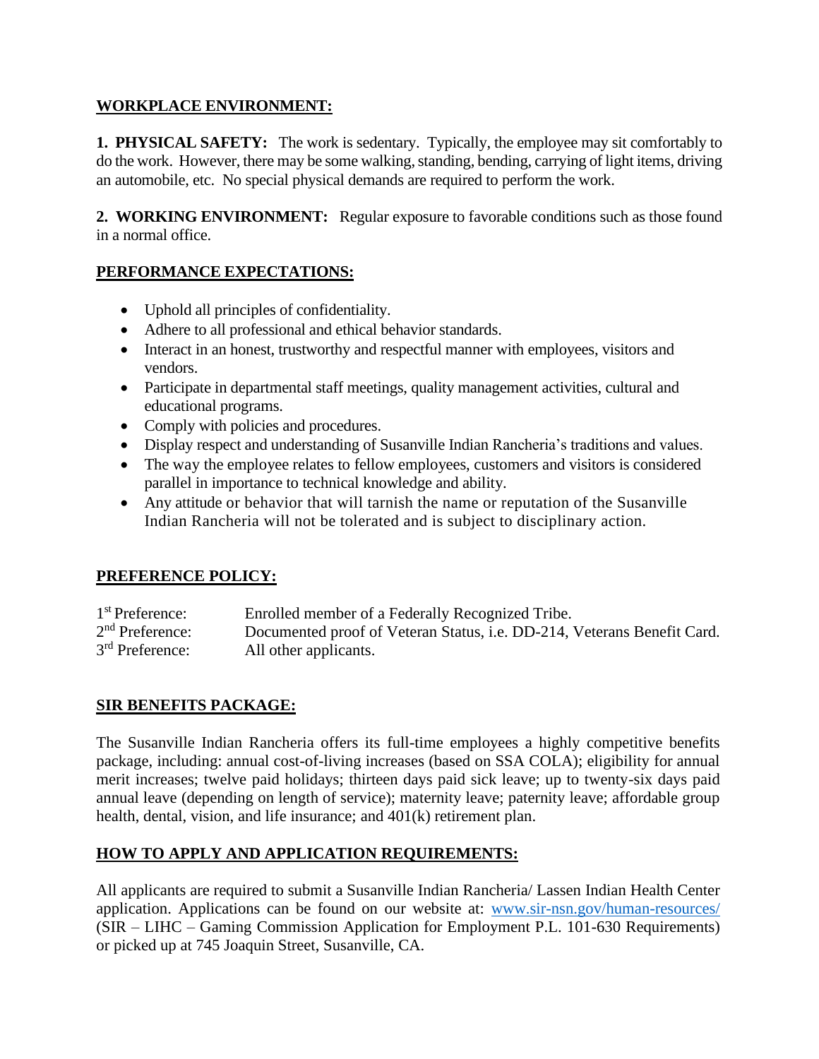## WORKPLACE ENVIRONMENT:

**1. PHYSICAL SAFETY:** The work is sedentary. Typically, the employee may sit comfortably to do the work. However, there may be some walking, standing, bending, carrying of light items, driving an automobile, etc. No special physical demands are required to perform the work.

**2. WORKING ENVIRONMENT:** Regular exposure to favorable conditions such as those found in a normal office.

## PERFORMANCE EXPECTATIONS:

- Uphold all principles of confidentiality.
- Adhere to all professional and ethical behavior standards.
- Interact in an honest, trustworthy and respectful manner with employees, visitors and vendors.
- Participate in departmental staff meetings, quality management activities, cultural and educational programs.
- Comply with policies and procedures.
- Display respect and understanding of Susanville Indian Rancheria's traditions and values.
- The way the employee relates to fellow employees, customers and visitors is considered parallel in importance to technical knowledge and ability.
- Any attitude or behavior that will tarnish the name or reputation of the Susanville Indian Rancheria will not be tolerated and is subject to disciplinary action.

## PREFERENCE POLICY:

1st Preference: Enrolled member of a Federally Recognized Tribe.
2nd Preference: Documented proof of Veteran Status, i.e. DD-214, Veterans Benefit Card.
3rd Preference: All other applicants.

## SIR BENEFITS PACKAGE:

The Susanville Indian Rancheria offers its full-time employees a highly competitive benefits package, including: annual cost-of-living increases (based on SSA COLA); eligibility for annual merit increases; twelve paid holidays; thirteen days paid sick leave; up to twenty-six days paid annual leave (depending on length of service); maternity leave; paternity leave; affordable group health, dental, vision, and life insurance; and 401(k) retirement plan.

## HOW TO APPLY AND APPLICATION REQUIREMENTS:

All applicants are required to submit a Susanville Indian Rancheria/ Lassen Indian Health Center application. Applications can be found on our website at: www.sir-nsn.gov/human-resources/ (SIR – LIHC – Gaming Commission Application for Employment P.L. 101-630 Requirements) or picked up at 745 Joaquin Street, Susanville, CA.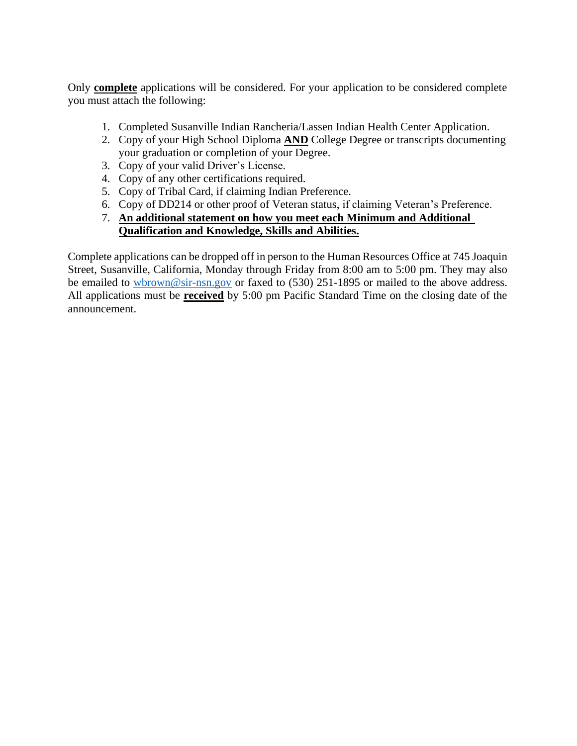Only **complete** applications will be considered. For your application to be considered complete you must attach the following:

1. Completed Susanville Indian Rancheria/Lassen Indian Health Center Application.
2. Copy of your High School Diploma **AND** College Degree or transcripts documenting your graduation or completion of your Degree.
3. Copy of your valid Driver's License.
4. Copy of any other certifications required.
5. Copy of Tribal Card, if claiming Indian Preference.
6. Copy of DD214 or other proof of Veteran status, if claiming Veteran's Preference.
7. **An additional statement on how you meet each Minimum and Additional Qualification and Knowledge, Skills and Abilities.**

Complete applications can be dropped off in person to the Human Resources Office at 745 Joaquin Street, Susanville, California, Monday through Friday from 8:00 am to 5:00 pm. They may also be emailed to wbrown@sir-nsn.gov or faxed to (530) 251-1895 or mailed to the above address. All applications must be **received** by 5:00 pm Pacific Standard Time on the closing date of the announcement.